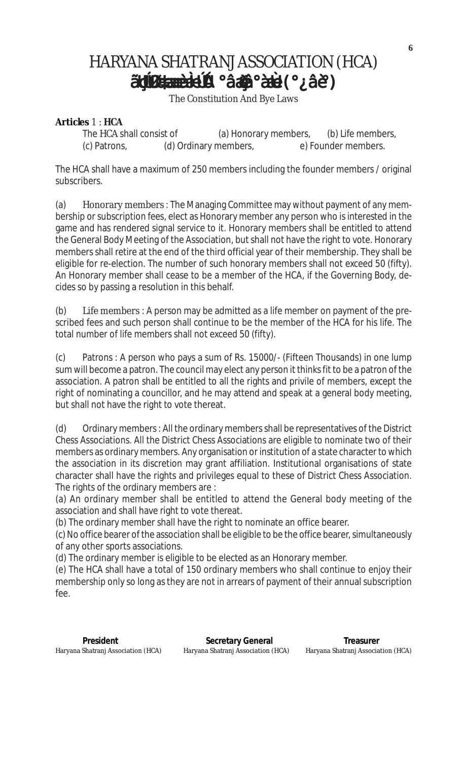# HARYANA SHATRANJ ASSOCIATION (HCA)

The Constitution And Bye Laws

**Articles** 1 : **HCA**

The HCA shall consist of (a) Honorary members, (b) Life members, (c) Patrons, (d) Ordinary members, e) Founder members.

The HCA shall have a maximum of 250 members including the founder members / original subscribers.

(a) Honorary members : The Managing Committee may without payment of any membership or subscription fees, elect as Honorary member any person who is interested in the game and has rendered signal service to it. Honorary members shall be entitled to attend the General Body Meeting of the Association, but shall not have the right to vote. Honorary members shall retire at the end of the third official year of their membership. They shall be eligible for re-election. The number of such honorary members shall not exceed 50 (fifty). An Honorary member shall cease to be a member of the HCA, if the Governing Body, decides so by passing a resolution in this behalf.

(b) Life members : A person may be admitted as a life member on payment of the prescribed fees and such person shall continue to be the member of the HCA for his life. The total number of life members shall not exceed 50 (fifty).

(c) Patrons : A person who pays a sum of Rs. 15000/- (Fifteen Thousands) in one lump sum will become a patron. The council may elect any person it thinks fit to be a patron of the association. A patron shall be entitled to all the rights and privile of members, except the right of nominating a councillor, and he may attend and speak at a general body meeting, but shall not have the right to vote thereat.

(d) Ordinary members : All the ordinary members shall be representatives of the District Chess Associations. All the District Chess Associations are eligible to nominate two of their members as ordinary members. Any organisation or institution of a state character to which the association in its discretion may grant affiliation. Institutional organisations of state character shall have the rights and privileges equal to these of District Chess Association. The rights of the ordinary members are :

(a) An ordinary member shall be entitled to attend the General body meeting of the association and shall have right to vote thereat.

(b) The ordinary member shall have the right to nominate an office bearer.

(c) No office bearer of the association shall be eligible to be the office bearer, simultaneously of any other sports associations.

(d) The ordinary member is eligible to be elected as an Honorary member.

(e) The HCA shall have a total of 150 ordinary members who shall continue to enjoy their membership only so long as they are not in arrears of payment of their annual subscription fee.

| **President** | **Secretary General** | **Treasurer** |
|---|---|---|
| Haryana Shatranj Association (HCA) | Haryana Shatranj Association (HCA) | Haryana Shatranj Association (HCA) |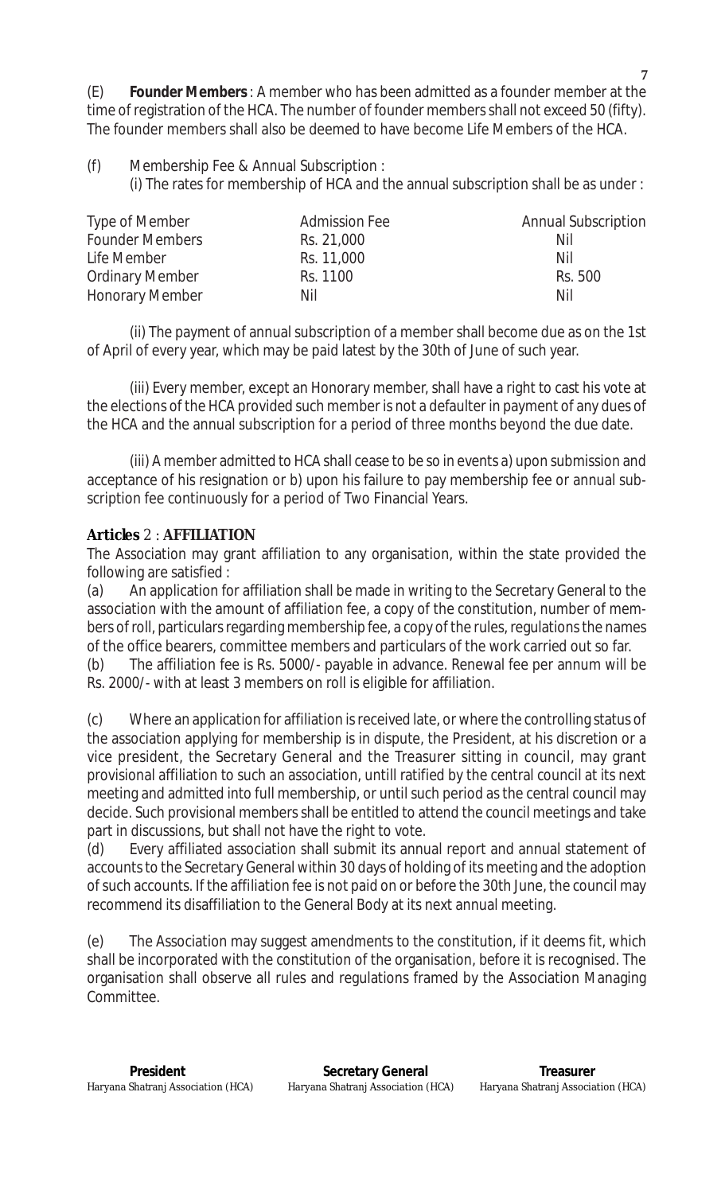(E) **Founder Members** : A member who has been admitted as a founder member at the time of registration of the HCA. The number of founder members shall not exceed 50 (fifty). The founder members shall also be deemed to have become Life Members of the HCA.

(f) Membership Fee & Annual Subscription :

(i) The rates for membership of HCA and the annual subscription shall be as under :

| Type of Member | Admission Fee | Annual Subscription |
|---|---|---|
| Founder Members | Rs. 21,000 | Nil |
| Life Member | Rs. 11,000 | Nil |
| Ordinary Member | Rs. 1100 | Rs. 500 |
| Honorary Member | Nil | Nil |

(ii) The payment of annual subscription of a member shall become due as on the 1st of April of every year, which may be paid latest by the 30th of June of such year.

(iii) Every member, except an Honorary member, shall have a right to cast his vote at the elections of the HCA provided such member is not a defaulter in payment of any dues of the HCA and the annual subscription for a period of three months beyond the due date.

(iii) A member admitted to HCA shall cease to be so in events a) upon submission and acceptance of his resignation or b) upon his failure to pay membership fee or annual subscription fee continuously for a period of Two Financial Years.

**Articles 2 : AFFILIATION**

The Association may grant affiliation to any organisation, within the state provided the following are satisfied :

(a) An application for affiliation shall be made in writing to the Secretary General to the association with the amount of affiliation fee, a copy of the constitution, number of members of roll, particulars regarding membership fee, a copy of the rules, regulations the names of the office bearers, committee members and particulars of the work carried out so far.

(b) The affiliation fee is Rs. 5000/- payable in advance. Renewal fee per annum will be Rs. 2000/- with at least 3 members on roll is eligible for affiliation.

(c) Where an application for affiliation is received late, or where the controlling status of the association applying for membership is in dispute, the President, at his discretion or a vice president, the Secretary General and the Treasurer sitting in council, may grant provisional affiliation to such an association, untill ratified by the central council at its next meeting and admitted into full membership, or until such period as the central council may decide. Such provisional members shall be entitled to attend the council meetings and take part in discussions, but shall not have the right to vote.

(d) Every affiliated association shall submit its annual report and annual statement of accounts to the Secretary General within 30 days of holding of its meeting and the adoption of such accounts. If the affiliation fee is not paid on or before the 30th June, the council may recommend its disaffiliation to the General Body at its next annual meeting.

(e) The Association may suggest amendments to the constitution, if it deems fit, which shall be incorporated with the constitution of the organisation, before it is recognised. The organisation shall observe all rules and regulations framed by the Association Managing Committee.

| **President** | **Secretary General** | **Treasurer** |
|---|---|---|
| Haryana Shatranj Association (HCA) | Haryana Shatranj Association (HCA) | Haryana Shatranj Association (HCA) |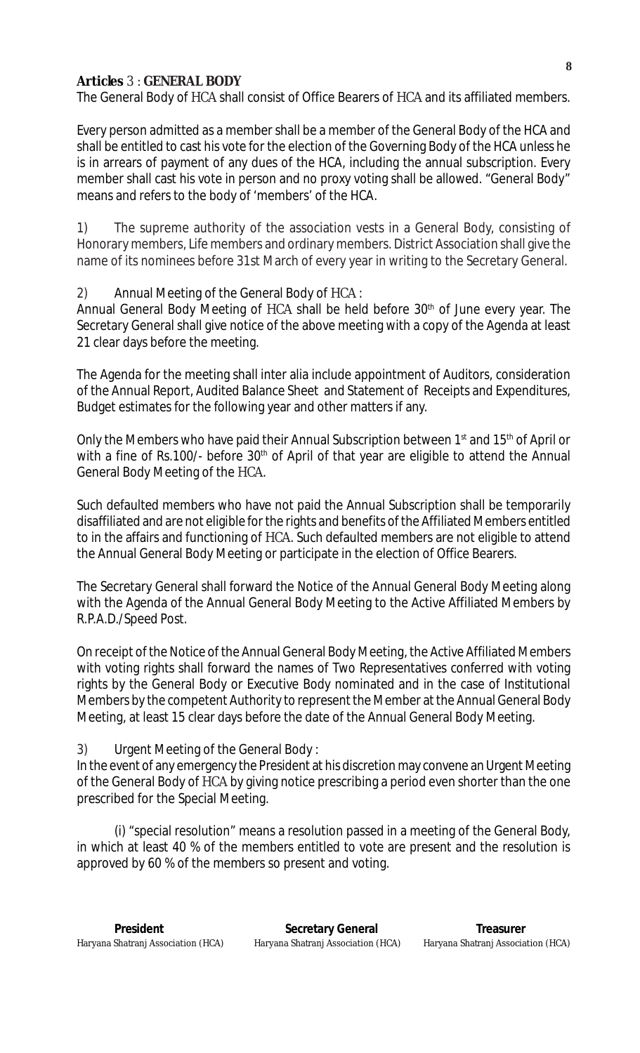**Articles** 3 : **GENERAL BODY**

The General Body of HCA shall consist of Office Bearers of HCA and its affiliated members.

Every person admitted as a member shall be a member of the General Body of the HCA and shall be entitled to cast his vote for the election of the Governing Body of the HCA unless he is in arrears of payment of any dues of the HCA, including the annual subscription. Every member shall cast his vote in person and no proxy voting shall be allowed. "General Body" means and refers to the body of 'members' of the HCA.

1) The supreme authority of the association vests in a General Body, consisting of Honorary members, Life members and ordinary members. District Association shall give the name of its nominees before 31st March of every year in writing to the Secretary General.

2) Annual Meeting of the General Body of HCA :

Annual General Body Meeting of HCA shall be held before 30th of June every year. The Secretary General shall give notice of the above meeting with a copy of the Agenda at least 21 clear days before the meeting.

The Agenda for the meeting shall inter alia include appointment of Auditors, consideration of the Annual Report, Audited Balance Sheet and Statement of Receipts and Expenditures, Budget estimates for the following year and other matters if any.

Only the Members who have paid their Annual Subscription between 1st and 15th of April or with a fine of Rs.100/- before 30th of April of that year are eligible to attend the Annual General Body Meeting of the HCA.

Such defaulted members who have not paid the Annual Subscription shall be temporarily disaffiliated and are not eligible for the rights and benefits of the Affiliated Members entitled to in the affairs and functioning of HCA. Such defaulted members are not eligible to attend the Annual General Body Meeting or participate in the election of Office Bearers.

The Secretary General shall forward the Notice of the Annual General Body Meeting along with the Agenda of the Annual General Body Meeting to the Active Affiliated Members by R.P.A.D./Speed Post.

On receipt of the Notice of the Annual General Body Meeting, the Active Affiliated Members with voting rights shall forward the names of Two Representatives conferred with voting rights by the General Body or Executive Body nominated and in the case of Institutional Members by the competent Authority to represent the Member at the Annual General Body Meeting, at least 15 clear days before the date of the Annual General Body Meeting.

3) Urgent Meeting of the General Body :

In the event of any emergency the President at his discretion may convene an Urgent Meeting of the General Body of HCA by giving notice prescribing a period even shorter than the one prescribed for the Special Meeting.

(i) "special resolution" means a resolution passed in a meeting of the General Body, in which at least 40 % of the members entitled to vote are present and the resolution is approved by 60 % of the members so present and voting.

| **President** | **Secretary General** | **Treasurer** |
|---|---|---|
| Haryana Shatranj Association (HCA) | Haryana Shatranj Association (HCA) | Haryana Shatranj Association (HCA) |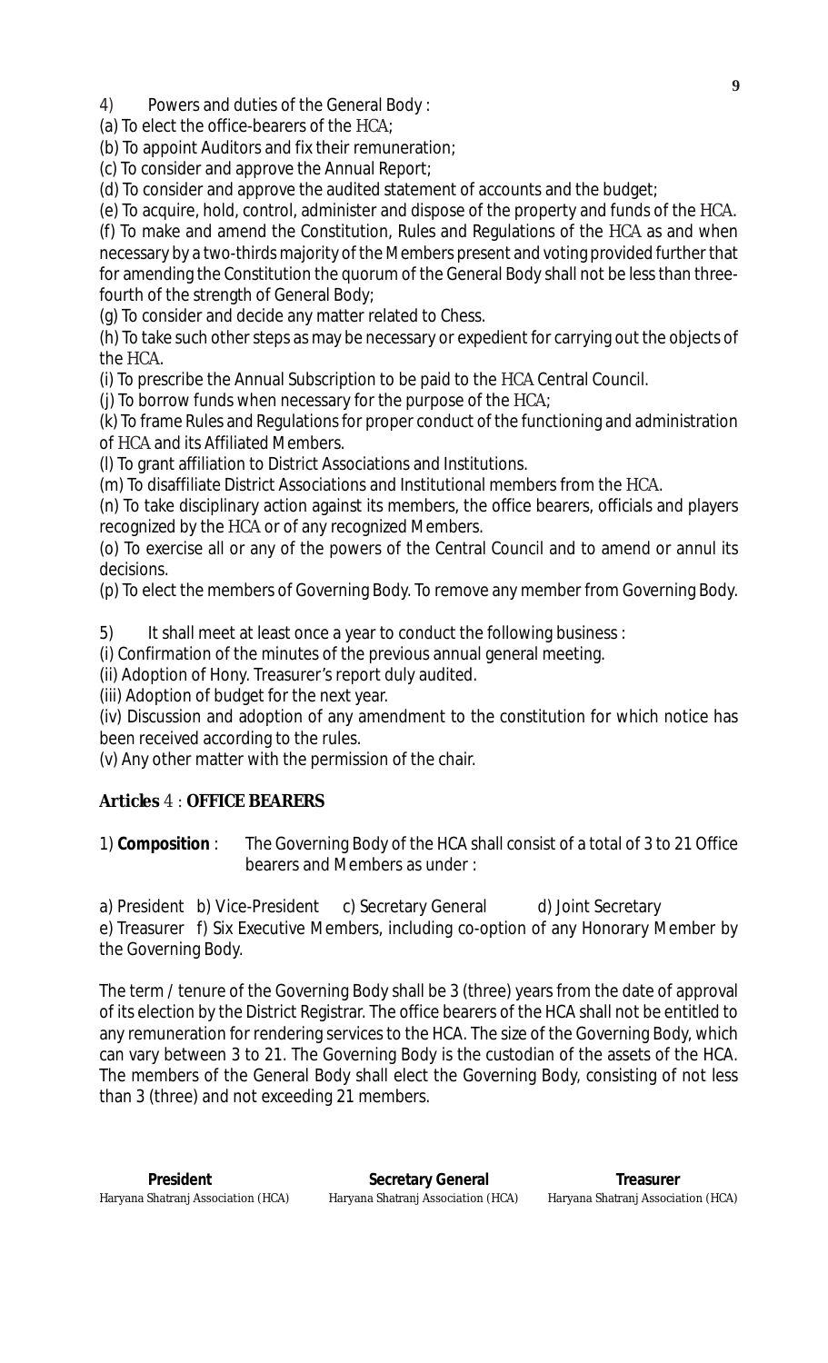4) Powers and duties of the General Body :

(a) To elect the office-bearers of the HCA;

(b) To appoint Auditors and fix their remuneration;

(c) To consider and approve the Annual Report;

(d) To consider and approve the audited statement of accounts and the budget;

(e) To acquire, hold, control, administer and dispose of the property and funds of the HCA.

(f) To make and amend the Constitution, Rules and Regulations of the HCA as and when necessary by a two-thirds majority of the Members present and voting provided further that for amending the Constitution the quorum of the General Body shall not be less than three-fourth of the strength of General Body;

(g) To consider and decide any matter related to Chess.

(h) To take such other steps as may be necessary or expedient for carrying out the objects of the HCA.

(i) To prescribe the Annual Subscription to be paid to the HCA Central Council.

(j) To borrow funds when necessary for the purpose of the HCA;

(k) To frame Rules and Regulations for proper conduct of the functioning and administration of HCA and its Affiliated Members.

(l) To grant affiliation to District Associations and Institutions.

(m) To disaffiliate District Associations and Institutional members from the HCA.

(n) To take disciplinary action against its members, the office bearers, officials and players recognized by the HCA or of any recognized Members.

(o) To exercise all or any of the powers of the Central Council and to amend or annul its decisions.

(p) To elect the members of Governing Body. To remove any member from Governing Body.

5) It shall meet at least once a year to conduct the following business :

(i) Confirmation of the minutes of the previous annual general meeting.

(ii) Adoption of Hony. Treasurer's report duly audited.

(iii) Adoption of budget for the next year.

(iv) Discussion and adoption of any amendment to the constitution for which notice has been received according to the rules.

(v) Any other matter with the permission of the chair.

## Articles 4 : OFFICE BEARERS

1) **Composition** : The Governing Body of the HCA shall consist of a total of 3 to 21 Office bearers and Members as under :

a) President b) Vice-President c) Secretary General d) Joint Secretary
e) Treasurer f) Six Executive Members, including co-option of any Honorary Member by the Governing Body.

The term / tenure of the Governing Body shall be 3 (three) years from the date of approval of its election by the District Registrar. The office bearers of the HCA shall not be entitled to any remuneration for rendering services to the HCA. The size of the Governing Body, which can vary between 3 to 21. The Governing Body is the custodian of the assets of the HCA. The members of the General Body shall elect the Governing Body, consisting of not less than 3 (three) and not exceeding 21 members.

| **President** | **Secretary General** | **Treasurer** |
|---|---|---|
| Haryana Shatranj Association (HCA) | Haryana Shatranj Association (HCA) | Haryana Shatranj Association (HCA) |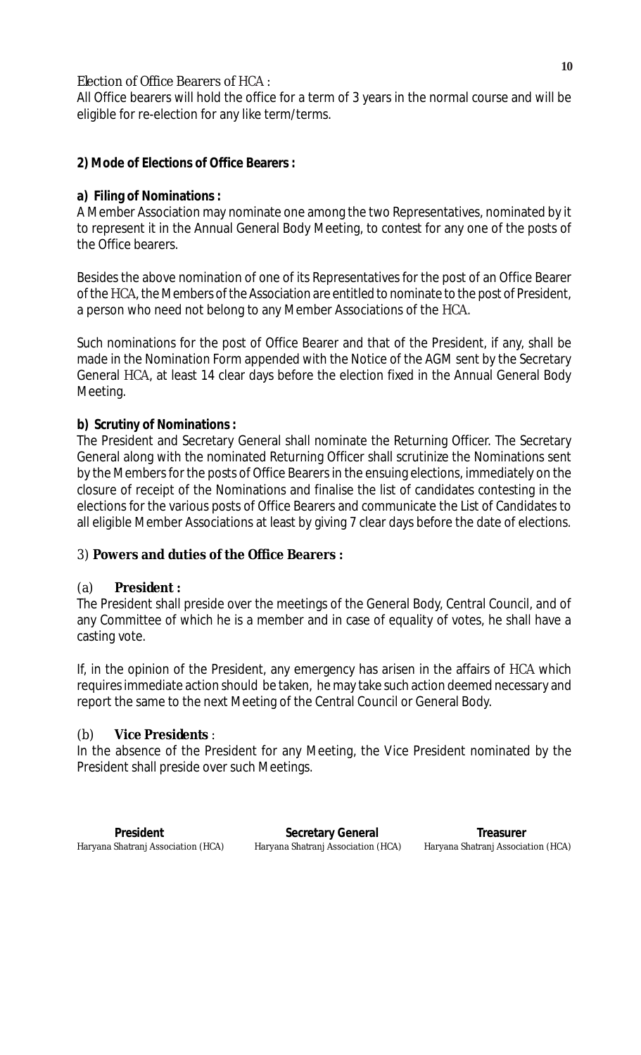Election of Office Bearers of HCA :

All Office bearers will hold the office for a term of 3 years in the normal course and will be eligible for re-election for any like term/terms.

**2) Mode of Elections of Office Bearers :**

**a) Filing of Nominations :**

A Member Association may nominate one among the two Representatives, nominated by it to represent it in the Annual General Body Meeting, to contest for any one of the posts of the Office bearers.

Besides the above nomination of one of its Representatives for the post of an Office Bearer of the HCA, the Members of the Association are entitled to nominate to the post of President, a person who need not belong to any Member Associations of the HCA.

Such nominations for the post of Office Bearer and that of the President, if any, shall be made in the Nomination Form appended with the Notice of the AGM sent by the Secretary General HCA, at least 14 clear days before the election fixed in the Annual General Body Meeting.

**b) Scrutiny of Nominations :**

The President and Secretary General shall nominate the Returning Officer. The Secretary General along with the nominated Returning Officer shall scrutinize the Nominations sent by the Members for the posts of Office Bearers in the ensuing elections, immediately on the closure of receipt of the Nominations and finalise the list of candidates contesting in the elections for the various posts of Office Bearers and communicate the List of Candidates to all eligible Member Associations at least by giving 7 clear days before the date of elections.

3) **Powers and duties of the Office Bearers :**

(a) **President :**

The President shall preside over the meetings of the General Body, Central Council, and of any Committee of which he is a member and in case of equality of votes, he shall have a casting vote.

If, in the opinion of the President, any emergency has arisen in the affairs of HCA which requires immediate action should be taken, he may take such action deemed necessary and report the same to the next Meeting of the Central Council or General Body.

(b) **Vice Presidents** :

In the absence of the President for any Meeting, the Vice President nominated by the President shall preside over such Meetings.

| **President** | **Secretary General** | **Treasurer** |
|---|---|---|
| Haryana Shatranj Association (HCA) | Haryana Shatranj Association (HCA) | Haryana Shatranj Association (HCA) |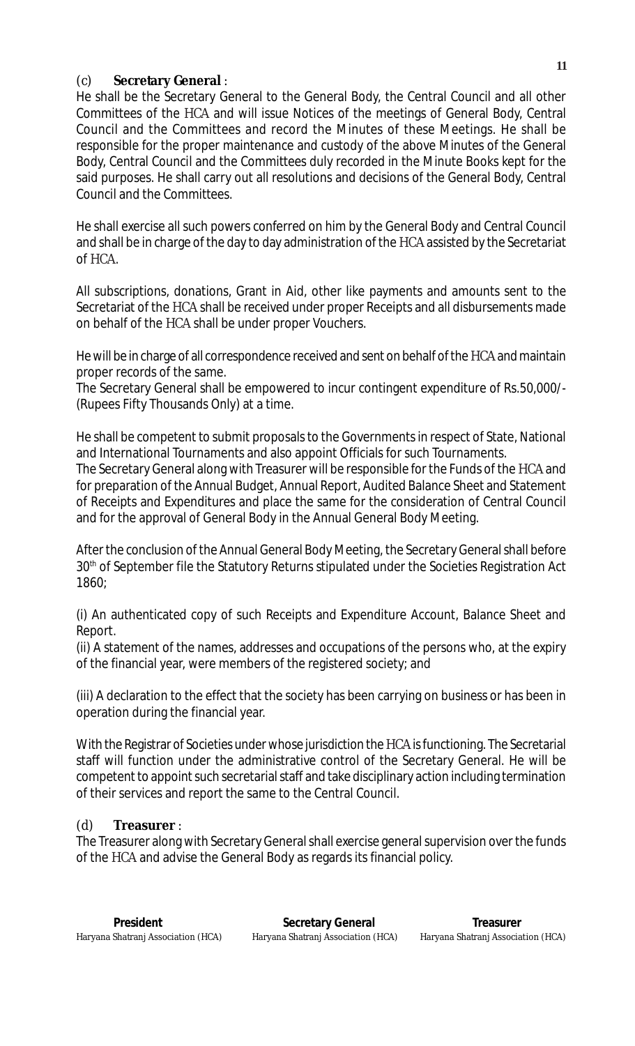(c) **Secretary General** :

He shall be the Secretary General to the General Body, the Central Council and all other Committees of the HCA and will issue Notices of the meetings of General Body, Central Council and the Committees and record the Minutes of these Meetings. He shall be responsible for the proper maintenance and custody of the above Minutes of the General Body, Central Council and the Committees duly recorded in the Minute Books kept for the said purposes. He shall carry out all resolutions and decisions of the General Body, Central Council and the Committees.

He shall exercise all such powers conferred on him by the General Body and Central Council and shall be in charge of the day to day administration of the HCA assisted by the Secretariat of HCA.

All subscriptions, donations, Grant in Aid, other like payments and amounts sent to the Secretariat of the HCA shall be received under proper Receipts and all disbursements made on behalf of the HCA shall be under proper Vouchers.

He will be in charge of all correspondence received and sent on behalf of the HCA and maintain proper records of the same.

The Secretary General shall be empowered to incur contingent expenditure of Rs.50,000/- (Rupees Fifty Thousands Only) at a time.

He shall be competent to submit proposals to the Governments in respect of State, National and International Tournaments and also appoint Officials for such Tournaments.

The Secretary General along with Treasurer will be responsible for the Funds of the HCA and for preparation of the Annual Budget, Annual Report, Audited Balance Sheet and Statement of Receipts and Expenditures and place the same for the consideration of Central Council and for the approval of General Body in the Annual General Body Meeting.

After the conclusion of the Annual General Body Meeting, the Secretary General shall before 30th of September file the Statutory Returns stipulated under the Societies Registration Act 1860;

(i) An authenticated copy of such Receipts and Expenditure Account, Balance Sheet and Report.

(ii) A statement of the names, addresses and occupations of the persons who, at the expiry of the financial year, were members of the registered society; and

(iii) A declaration to the effect that the society has been carrying on business or has been in operation during the financial year.

With the Registrar of Societies under whose jurisdiction the HCA is functioning. The Secretarial staff will function under the administrative control of the Secretary General. He will be competent to appoint such secretarial staff and take disciplinary action including termination of their services and report the same to the Central Council.

(d) **Treasurer** :

The Treasurer along with Secretary General shall exercise general supervision over the funds of the HCA and advise the General Body as regards its financial policy.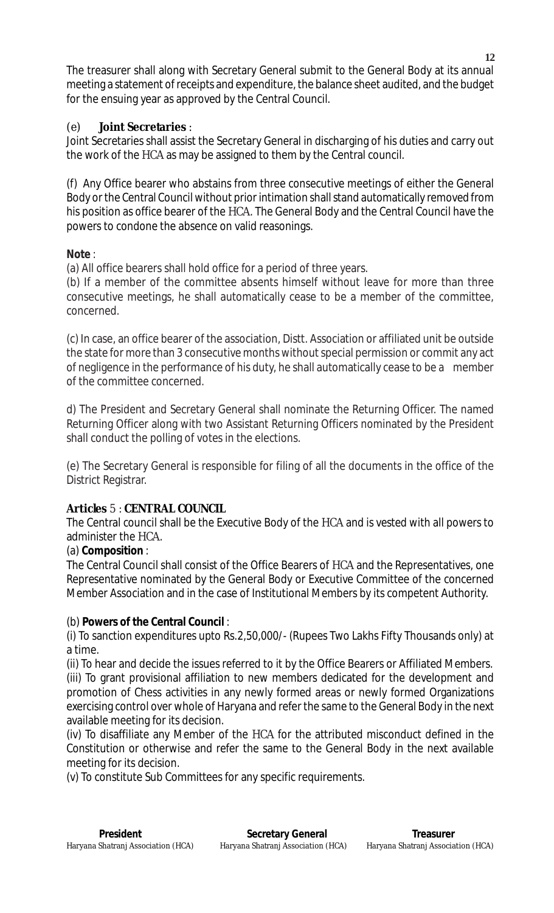The treasurer shall along with Secretary General submit to the General Body at its annual meeting a statement of receipts and expenditure, the balance sheet audited, and the budget for the ensuing year as approved by the Central Council.

(e) **Joint Secretaries** :

Joint Secretaries shall assist the Secretary General in discharging of his duties and carry out the work of the HCA as may be assigned to them by the Central council.

(f) Any Office bearer who abstains from three consecutive meetings of either the General Body or the Central Council without prior intimation shall stand automatically removed from his position as office bearer of the HCA. The General Body and the Central Council have the powers to condone the absence on valid reasonings.

**Note** :

(a) All office bearers shall hold office for a period of three years.

(b) If a member of the committee absents himself without leave for more than three consecutive meetings, he shall automatically cease to be a member of the committee, concerned.

(c) In case, an office bearer of the association, Distt. Association or affiliated unit be outside the state for more than 3 consecutive months without special permission or commit any act of negligence in the performance of his duty, he shall automatically cease to be a member of the committee concerned.

d) The President and Secretary General shall nominate the Returning Officer. The named Returning Officer along with two Assistant Returning Officers nominated by the President shall conduct the polling of votes in the elections.

(e) The Secretary General is responsible for filing of all the documents in the office of the District Registrar.

**Articles** 5 : **CENTRAL COUNCIL**

The Central council shall be the Executive Body of the HCA and is vested with all powers to administer the HCA.

(a) **Composition** :

The Central Council shall consist of the Office Bearers of HCA and the Representatives, one Representative nominated by the General Body or Executive Committee of the concerned Member Association and in the case of Institutional Members by its competent Authority.

(b) **Powers of the Central Council** :

(i) To sanction expenditures upto Rs.2,50,000/- (Rupees Two Lakhs Fifty Thousands only) at a time.

(ii) To hear and decide the issues referred to it by the Office Bearers or Affiliated Members.

(iii) To grant provisional affiliation to new members dedicated for the development and promotion of Chess activities in any newly formed areas or newly formed Organizations exercising control over whole of Haryana and refer the same to the General Body in the next available meeting for its decision.

(iv) To disaffiliate any Member of the HCA for the attributed misconduct defined in the Constitution or otherwise and refer the same to the General Body in the next available meeting for its decision.

(v) To constitute Sub Committees for any specific requirements.

| **President** | **Secretary General** | **Treasurer** |
|---|---|---|
| Haryana Shatranj Association (HCA) | Haryana Shatranj Association (HCA) | Haryana Shatranj Association (HCA) |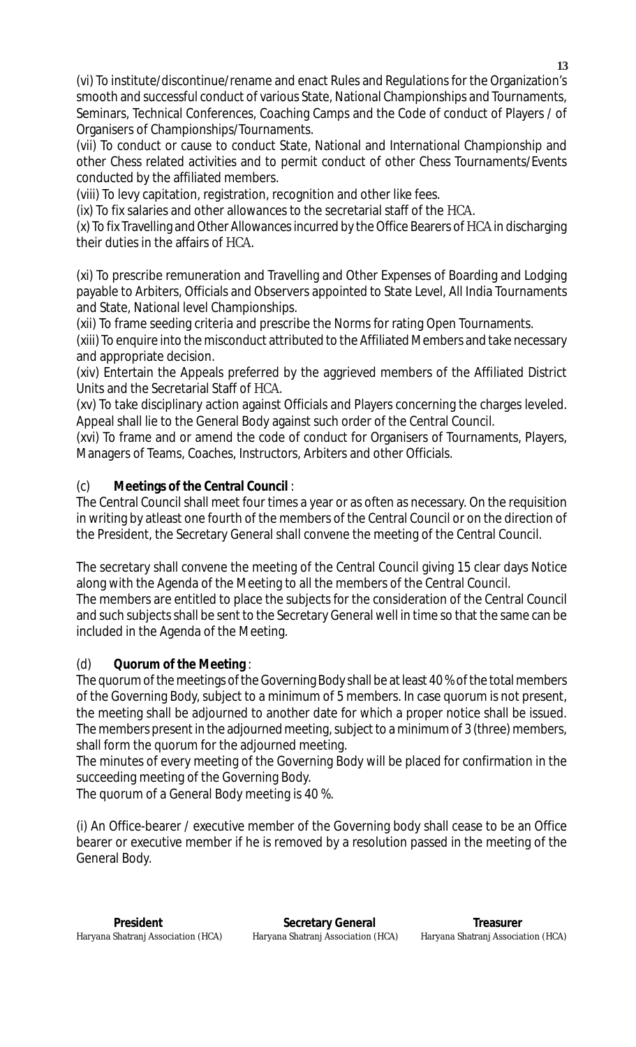(vi) To institute/discontinue/rename and enact Rules and Regulations for the Organization's smooth and successful conduct of various State, National Championships and Tournaments, Seminars, Technical Conferences, Coaching Camps and the Code of conduct of Players / of Organisers of Championships/Tournaments.

(vii) To conduct or cause to conduct State, National and International Championship and other Chess related activities and to permit conduct of other Chess Tournaments/Events conducted by the affiliated members.

(viii) To levy capitation, registration, recognition and other like fees.

(ix) To fix salaries and other allowances to the secretarial staff of the HCA.

(x) To fix Travelling and Other Allowances incurred by the Office Bearers of HCA in discharging their duties in the affairs of HCA.

(xi) To prescribe remuneration and Travelling and Other Expenses of Boarding and Lodging payable to Arbiters, Officials and Observers appointed to State Level, All India Tournaments and State, National level Championships.

(xii) To frame seeding criteria and prescribe the Norms for rating Open Tournaments.

(xiii) To enquire into the misconduct attributed to the Affiliated Members and take necessary and appropriate decision.

(xiv) Entertain the Appeals preferred by the aggrieved members of the Affiliated District Units and the Secretarial Staff of HCA.

(xv) To take disciplinary action against Officials and Players concerning the charges leveled. Appeal shall lie to the General Body against such order of the Central Council.

(xvi) To frame and or amend the code of conduct for Organisers of Tournaments, Players, Managers of Teams, Coaches, Instructors, Arbiters and other Officials.

(c) **Meetings of the Central Council** :

The Central Council shall meet four times a year or as often as necessary. On the requisition in writing by atleast one fourth of the members of the Central Council or on the direction of the President, the Secretary General shall convene the meeting of the Central Council.

The secretary shall convene the meeting of the Central Council giving 15 clear days Notice along with the Agenda of the Meeting to all the members of the Central Council.

The members are entitled to place the subjects for the consideration of the Central Council and such subjects shall be sent to the Secretary General well in time so that the same can be included in the Agenda of the Meeting.

(d) **Quorum of the Meeting** :

The quorum of the meetings of the Governing Body shall be at least 40 % of the total members of the Governing Body, subject to a minimum of 5 members. In case quorum is not present, the meeting shall be adjourned to another date for which a proper notice shall be issued. The members present in the adjourned meeting, subject to a minimum of 3 (three) members, shall form the quorum for the adjourned meeting.

The minutes of every meeting of the Governing Body will be placed for confirmation in the succeeding meeting of the Governing Body.

The quorum of a General Body meeting is 40 %.

(i) An Office-bearer / executive member of the Governing body shall cease to be an Office bearer or executive member if he is removed by a resolution passed in the meeting of the General Body.

| **President** | **Secretary General** | **Treasurer** |
|---|---|---|
| Haryana Shatranj Association (HCA) | Haryana Shatranj Association (HCA) | Haryana Shatranj Association (HCA) |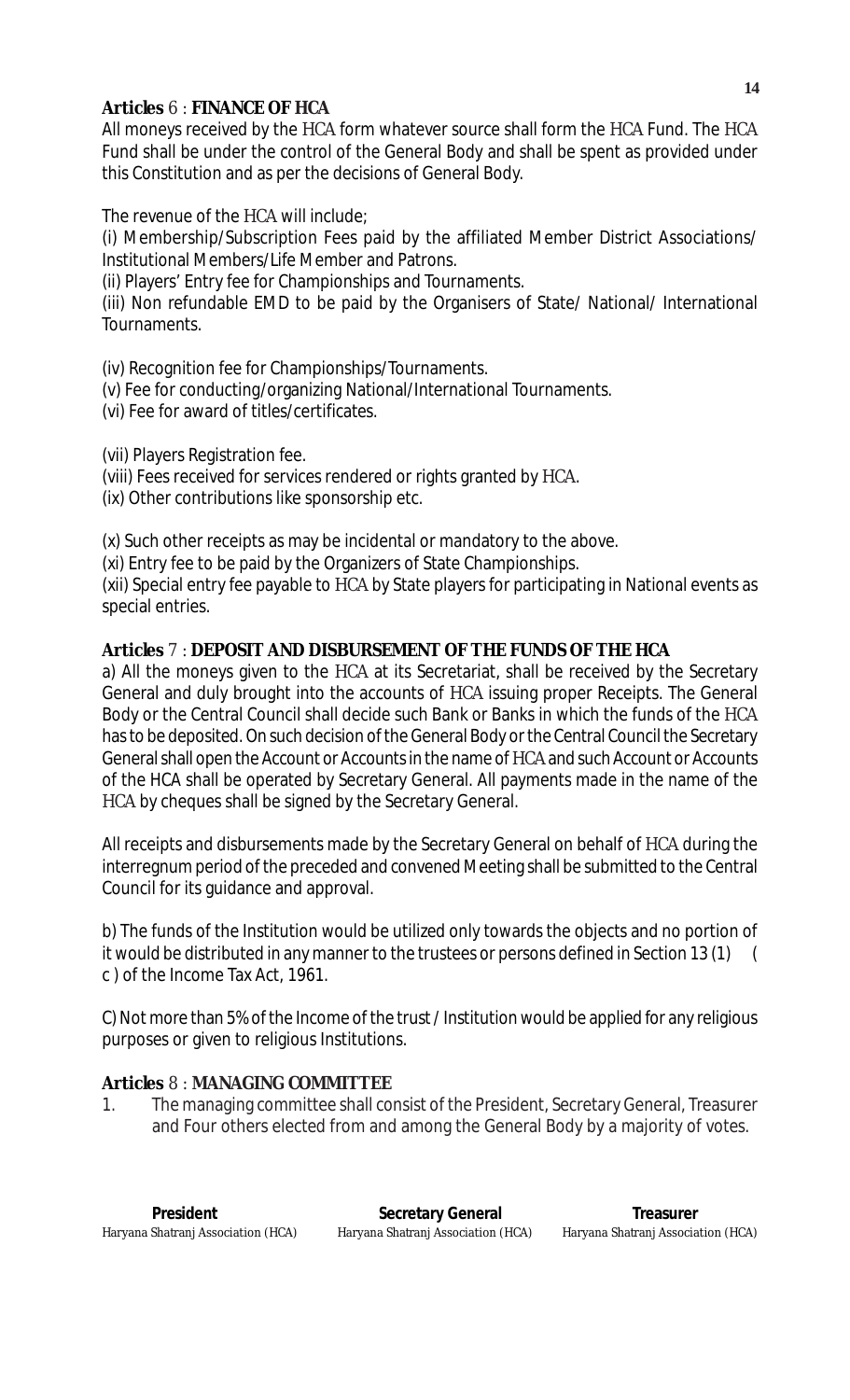**Articles** 6 : **FINANCE OF HCA**

All moneys received by the HCA form whatever source shall form the HCA Fund. The HCA Fund shall be under the control of the General Body and shall be spent as provided under this Constitution and as per the decisions of General Body.

The revenue of the HCA will include;

(i) Membership/Subscription Fees paid by the affiliated Member District Associations/ Institutional Members/Life Member and Patrons.

(ii) Players' Entry fee for Championships and Tournaments.

(iii) Non refundable EMD to be paid by the Organisers of State/ National/ International Tournaments.

(iv) Recognition fee for Championships/Tournaments.

(v) Fee for conducting/organizing National/International Tournaments.

(vi) Fee for award of titles/certificates.

(vii) Players Registration fee.

(viii) Fees received for services rendered or rights granted by HCA.

(ix) Other contributions like sponsorship etc.

(x) Such other receipts as may be incidental or mandatory to the above.

(xi) Entry fee to be paid by the Organizers of State Championships.

(xii) Special entry fee payable to HCA by State players for participating in National events as special entries.

**Articles** 7 : **DEPOSIT AND DISBURSEMENT OF THE FUNDS OF THE HCA**

a) All the moneys given to the HCA at its Secretariat, shall be received by the Secretary General and duly brought into the accounts of HCA issuing proper Receipts. The General Body or the Central Council shall decide such Bank or Banks in which the funds of the HCA has to be deposited. On such decision of the General Body or the Central Council the Secretary General shall open the Account or Accounts in the name of HCA and such Account or Accounts of the HCA shall be operated by Secretary General. All payments made in the name of the HCA by cheques shall be signed by the Secretary General.

All receipts and disbursements made by the Secretary General on behalf of HCA during the interregnum period of the preceded and convened Meeting shall be submitted to the Central Council for its guidance and approval.

b) The funds of the Institution would be utilized only towards the objects and no portion of it would be distributed in any manner to the trustees or persons defined in Section 13 (1) ( c ) of the Income Tax Act, 1961.

C) Not more than 5% of the Income of the trust / Institution would be applied for any religious purposes or given to religious Institutions.

**Articles** 8 : **MANAGING COMMITTEE**

1. The managing committee shall consist of the President, Secretary General, Treasurer and Four others elected from and among the General Body by a majority of votes.

| **President** | **Secretary General** | **Treasurer** |
|---|---|---|
| Haryana Shatranj Association (HCA) | Haryana Shatranj Association (HCA) | Haryana Shatranj Association (HCA) |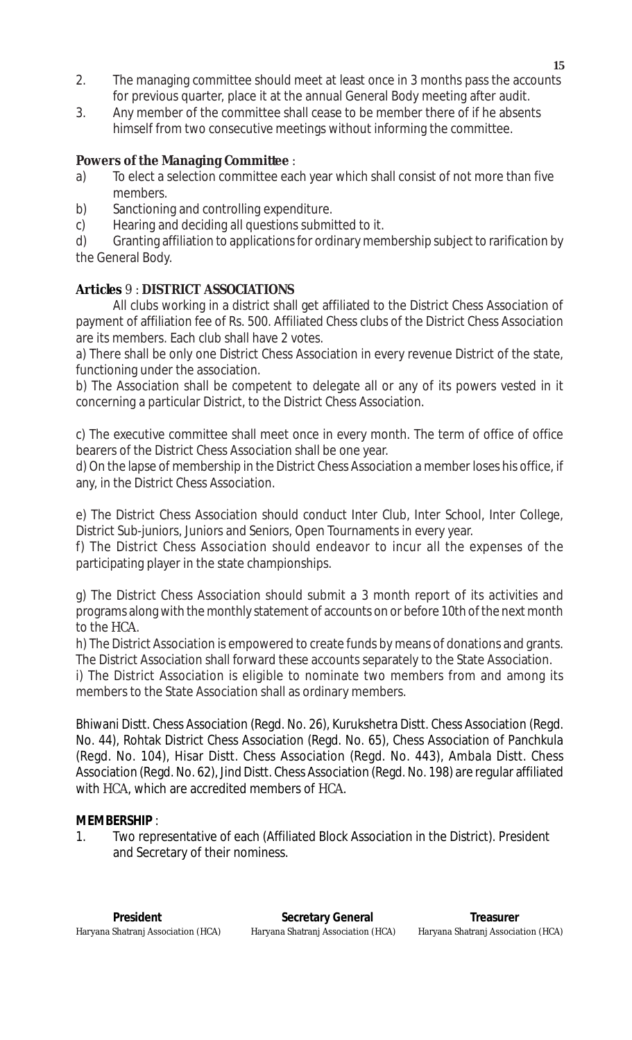2. The managing committee should meet at least once in 3 months pass the accounts for previous quarter, place it at the annual General Body meeting after audit.
3. Any member of the committee shall cease to be member there of if he absents himself from two consecutive meetings without informing the committee.

**Powers of the Managing Committee** :

a) To elect a selection committee each year which shall consist of not more than five members.

b) Sanctioning and controlling expenditure.

c) Hearing and deciding all questions submitted to it.

d) Granting affiliation to applications for ordinary membership subject to rarification by the General Body.

**Articles** 9 : **DISTRICT ASSOCIATIONS**

All clubs working in a district shall get affiliated to the District Chess Association of payment of affiliation fee of Rs. 500. Affiliated Chess clubs of the District Chess Association are its members. Each club shall have 2 votes.

a) There shall be only one District Chess Association in every revenue District of the state, functioning under the association.

b) The Association shall be competent to delegate all or any of its powers vested in it concerning a particular District, to the District Chess Association.

c) The executive committee shall meet once in every month. The term of office of office bearers of the District Chess Association shall be one year.

d) On the lapse of membership in the District Chess Association a member loses his office, if any, in the District Chess Association.

e) The District Chess Association should conduct Inter Club, Inter School, Inter College, District Sub-juniors, Juniors and Seniors, Open Tournaments in every year.

f) The District Chess Association should endeavor to incur all the expenses of the participating player in the state championships.

g) The District Chess Association should submit a 3 month report of its activities and programs along with the monthly statement of accounts on or before 10th of the next month to the HCA.

h) The District Association is empowered to create funds by means of donations and grants. The District Association shall forward these accounts separately to the State Association.

i) The District Association is eligible to nominate two members from and among its members to the State Association shall as ordinary members.

Bhiwani Distt. Chess Association (Regd. No. 26), Kurukshetra Distt. Chess Association (Regd. No. 44), Rohtak District Chess Association (Regd. No. 65), Chess Association of Panchkula (Regd. No. 104), Hisar Distt. Chess Association (Regd. No. 443), Ambala Distt. Chess Association (Regd. No. 62), Jind Distt. Chess Association (Regd. No. 198) are regular affiliated with HCA, which are accredited members of HCA.

**MEMBERSHIP** :

1. Two representative of each (Affiliated Block Association in the District). President and Secretary of their nominess.

| **President** | **Secretary General** | **Treasurer** |
|---|---|---|
| Haryana Shatranj Association (HCA) | Haryana Shatranj Association (HCA) | Haryana Shatranj Association (HCA) |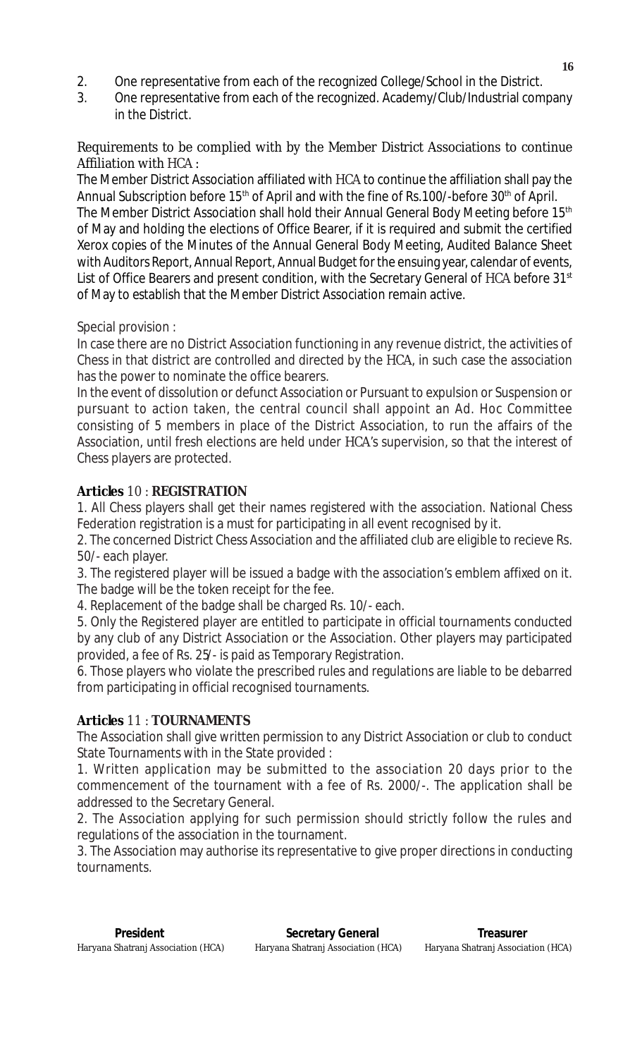2. One representative from each of the recognized College/School in the District.
3. One representative from each of the recognized. Academy/Club/Industrial company in the District.

Requirements to be complied with by the Member District Associations to continue Affiliation with HCA :

The Member District Association affiliated with HCA to continue the affiliation shall pay the Annual Subscription before 15th of April and with the fine of Rs.100/-before 30th of April.

The Member District Association shall hold their Annual General Body Meeting before 15th of May and holding the elections of Office Bearer, if it is required and submit the certified Xerox copies of the Minutes of the Annual General Body Meeting, Audited Balance Sheet with Auditors Report, Annual Report, Annual Budget for the ensuing year, calendar of events, List of Office Bearers and present condition, with the Secretary General of HCA before 31st of May to establish that the Member District Association remain active.

Special provision :

In case there are no District Association functioning in any revenue district, the activities of Chess in that district are controlled and directed by the HCA, in such case the association has the power to nominate the office bearers.

In the event of dissolution or defunct Association or Pursuant to expulsion or Suspension or pursuant to action taken, the central council shall appoint an Ad. Hoc Committee consisting of 5 members in place of the District Association, to run the affairs of the Association, until fresh elections are held under HCA's supervision, so that the interest of Chess players are protected.

**Articles** 10 : **REGISTRATION**

1. All Chess players shall get their names registered with the association. National Chess Federation registration is a must for participating in all event recognised by it.
2. The concerned District Chess Association and the affiliated club are eligible to recieve Rs. 50/- each player.
3. The registered player will be issued a badge with the association's emblem affixed on it. The badge will be the token receipt for the fee.
4. Replacement of the badge shall be charged Rs. 10/- each.
5. Only the Registered player are entitled to participate in official tournaments conducted by any club of any District Association or the Association. Other players may participated provided, a fee of Rs. 25/- is paid as Temporary Registration.
6. Those players who violate the prescribed rules and regulations are liable to be debarred from participating in official recognised tournaments.

**Articles** 11 : **TOURNAMENTS**

The Association shall give written permission to any District Association or club to conduct State Tournaments with in the State provided :

1. Written application may be submitted to the association 20 days prior to the commencement of the tournament with a fee of Rs. 2000/-. The application shall be addressed to the Secretary General.
2. The Association applying for such permission should strictly follow the rules and regulations of the association in the tournament.
3. The Association may authorise its representative to give proper directions in conducting tournaments.

| **President** | **Secretary General** | **Treasurer** |
| --- | --- | --- |
| Haryana Shatranj Association (HCA) | Haryana Shatranj Association (HCA) | Haryana Shatranj Association (HCA) |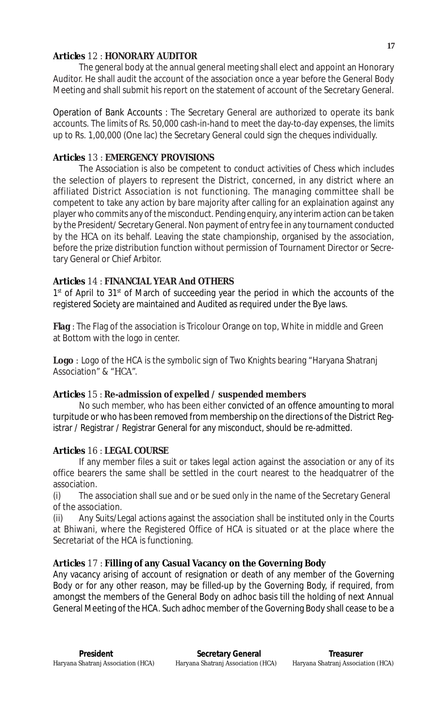**Articles** 12 : **HONORARY AUDITOR**

The general body at the annual general meeting shall elect and appoint an Honorary Auditor. He shall audit the account of the association once a year before the General Body Meeting and shall submit his report on the statement of account of the Secretary General.

Operation of Bank Accounts : The Secretary General are authorized to operate its bank accounts. The limits of Rs. 50,000 cash-in-hand to meet the day-to-day expenses, the limits up to Rs. 1,00,000 (One lac) the Secretary General could sign the cheques individually.

**Articles** 13 : **EMERGENCY PROVISIONS**

The Association is also be competent to conduct activities of Chess which includes the selection of players to represent the District, concerned, in any district where an affiliated District Association is not functioning. The managing committee shall be competent to take any action by bare majority after calling for an explaination against any player who commits any of the misconduct. Pending enquiry, any interim action can be taken by the President/ Secretary General. Non payment of entry fee in any tournament conducted by the HCA on its behalf. Leaving the state championship, organised by the association, before the prize distribution function without permission of Tournament Director or Secretary General or Chief Arbitor.

**Articles** 14 : **FINANCIAL YEAR And OTHERS**

1st of April to 31st of March of succeeding year the period in which the accounts of the registered Society are maintained and Audited as required under the Bye laws.

**Flag** : The Flag of the association is Tricolour Orange on top, White in middle and Green at Bottom with the logo in center.

**Logo** : Logo of the HCA is the symbolic sign of Two Knights bearing "Haryana Shatranj Association" & "HCA".

**Articles** 15 : **Re-admission of expelled / suspended members**

No such member, who has been either convicted of an offence amounting to moral turpitude or who has been removed from membership on the directions of the District Registrar / Registrar / Registrar General for any misconduct, should be re-admitted.

**Articles** 16 : **LEGAL COURSE**

If any member files a suit or takes legal action against the association or any of its office bearers the same shall be settled in the court nearest to the headquatrer of the association.

(i) The association shall sue and or be sued only in the name of the Secretary General of the association.

(ii) Any Suits/Legal actions against the association shall be instituted only in the Courts at Bhiwani, where the Registered Office of HCA is situated or at the place where the Secretariat of the HCA is functioning.

**Articles** 17 : **Filling of any Casual Vacancy on the Governing Body**

Any vacancy arising of account of resignation or death of any member of the Governing Body or for any other reason, may be filled-up by the Governing Body, if required, from amongst the members of the General Body on adhoc basis till the holding of next Annual General Meeting of the HCA. Such adhoc member of the Governing Body shall cease to be a

| **President** | **Secretary General** | **Treasurer** |
|---|---|---|
| Haryana Shatranj Association (HCA) | Haryana Shatranj Association (HCA) | Haryana Shatranj Association (HCA) |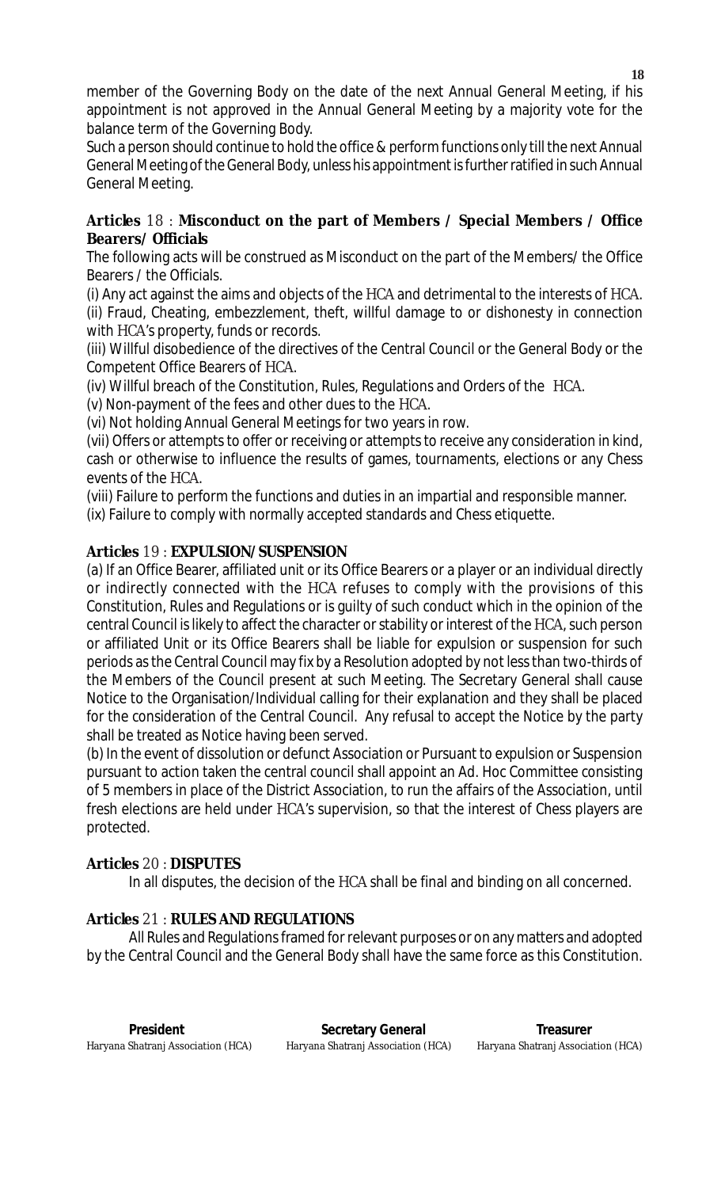member of the Governing Body on the date of the next Annual General Meeting, if his appointment is not approved in the Annual General Meeting by a majority vote for the balance term of the Governing Body.

Such a person should continue to hold the office & perform functions only till the next Annual General Meeting of the General Body, unless his appointment is further ratified in such Annual General Meeting.

**Articles 18 : Misconduct on the part of Members / Special Members / Office Bearers/ Officials**

The following acts will be construed as Misconduct on the part of the Members/ the Office Bearers / the Officials.

(i) Any act against the aims and objects of the HCA and detrimental to the interests of HCA.

(ii) Fraud, Cheating, embezzlement, theft, willful damage to or dishonesty in connection with HCA's property, funds or records.

(iii) Willful disobedience of the directives of the Central Council or the General Body or the Competent Office Bearers of HCA.

(iv) Willful breach of the Constitution, Rules, Regulations and Orders of the HCA.

(v) Non-payment of the fees and other dues to the HCA.

(vi) Not holding Annual General Meetings for two years in row.

(vii) Offers or attempts to offer or receiving or attempts to receive any consideration in kind, cash or otherwise to influence the results of games, tournaments, elections or any Chess events of the HCA.

(viii) Failure to perform the functions and duties in an impartial and responsible manner.

(ix) Failure to comply with normally accepted standards and Chess etiquette.

**Articles 19 : EXPULSION/SUSPENSION**

(a) If an Office Bearer, affiliated unit or its Office Bearers or a player or an individual directly or indirectly connected with the HCA refuses to comply with the provisions of this Constitution, Rules and Regulations or is guilty of such conduct which in the opinion of the central Council is likely to affect the character or stability or interest of the HCA, such person or affiliated Unit or its Office Bearers shall be liable for expulsion or suspension for such periods as the Central Council may fix by a Resolution adopted by not less than two-thirds of the Members of the Council present at such Meeting. The Secretary General shall cause Notice to the Organisation/Individual calling for their explanation and they shall be placed for the consideration of the Central Council. Any refusal to accept the Notice by the party shall be treated as Notice having been served.

(b) In the event of dissolution or defunct Association or Pursuant to expulsion or Suspension pursuant to action taken the central council shall appoint an Ad. Hoc Committee consisting of 5 members in place of the District Association, to run the affairs of the Association, until fresh elections are held under HCA's supervision, so that the interest of Chess players are protected.

**Articles 20 : DISPUTES**

In all disputes, the decision of the HCA shall be final and binding on all concerned.

**Articles 21 : RULES AND REGULATIONS**

All Rules and Regulations framed for relevant purposes or on any matters and adopted by the Central Council and the General Body shall have the same force as this Constitution.

| **President** | **Secretary General** | **Treasurer** |
|---|---|---|
| Haryana Shatranj Association (HCA) | Haryana Shatranj Association (HCA) | Haryana Shatranj Association (HCA) |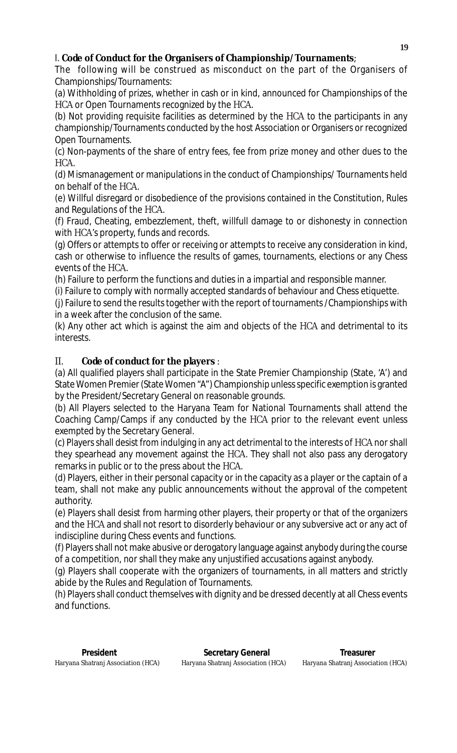I. **Code of Conduct for the Organisers of Championship/ Tournaments**;

The following will be construed as misconduct on the part of the Organisers of Championships/Tournaments:

(a) Withholding of prizes, whether in cash or in kind, announced for Championships of the HCA or Open Tournaments recognized by the HCA.

(b) Not providing requisite facilities as determined by the HCA to the participants in any championship/Tournaments conducted by the host Association or Organisers or recognized Open Tournaments.

(c) Non-payments of the share of entry fees, fee from prize money and other dues to the HCA.

(d) Mismanagement or manipulations in the conduct of Championships/ Tournaments held on behalf of the HCA.

(e) Willful disregard or disobedience of the provisions contained in the Constitution, Rules and Regulations of the HCA.

(f) Fraud, Cheating, embezzlement, theft, willfull damage to or dishonesty in connection with HCA's property, funds and records.

(g) Offers or attempts to offer or receiving or attempts to receive any consideration in kind, cash or otherwise to influence the results of games, tournaments, elections or any Chess events of the HCA.

(h) Failure to perform the functions and duties in a impartial and responsible manner.

(i) Failure to comply with normally accepted standards of behaviour and Chess etiquette.

(j) Failure to send the results together with the report of tournaments /Championships with in a week after the conclusion of the same.

(k) Any other act which is against the aim and objects of the HCA and detrimental to its interests.

II. **Code of conduct for the players** :

(a) All qualified players shall participate in the State Premier Championship (State, 'A') and State Women Premier (State Women "A") Championship unless specific exemption is granted by the President/Secretary General on reasonable grounds.

(b) All Players selected to the Haryana Team for National Tournaments shall attend the Coaching Camp/Camps if any conducted by the HCA prior to the relevant event unless exempted by the Secretary General.

(c) Players shall desist from indulging in any act detrimental to the interests of HCA nor shall they spearhead any movement against the HCA. They shall not also pass any derogatory remarks in public or to the press about the HCA.

(d) Players, either in their personal capacity or in the capacity as a player or the captain of a team, shall not make any public announcements without the approval of the competent authority.

(e) Players shall desist from harming other players, their property or that of the organizers and the HCA and shall not resort to disorderly behaviour or any subversive act or any act of indiscipline during Chess events and functions.

(f) Players shall not make abusive or derogatory language against anybody during the course of a competition, nor shall they make any unjustified accusations against anybody.

(g) Players shall cooperate with the organizers of tournaments, in all matters and strictly abide by the Rules and Regulation of Tournaments.

(h) Players shall conduct themselves with dignity and be dressed decently at all Chess events and functions.

| **President** | **Secretary General** | **Treasurer** |
|---|---|---|
| Haryana Shatranj Association (HCA) | Haryana Shatranj Association (HCA) | Haryana Shatranj Association (HCA) |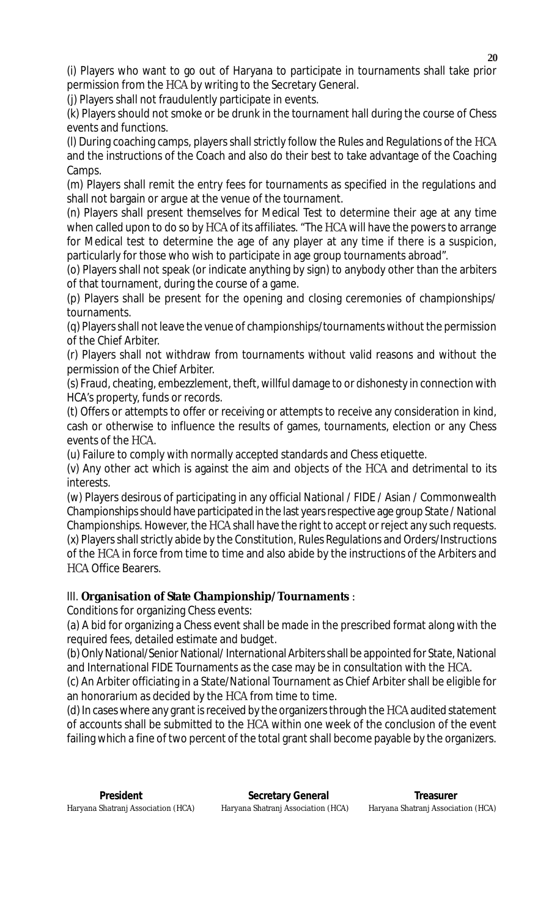(i) Players who want to go out of Haryana to participate in tournaments shall take prior permission from the HCA by writing to the Secretary General.

(j) Players shall not fraudulently participate in events.

(k) Players should not smoke or be drunk in the tournament hall during the course of Chess events and functions.

(l) During coaching camps, players shall strictly follow the Rules and Regulations of the HCA and the instructions of the Coach and also do their best to take advantage of the Coaching Camps.

(m) Players shall remit the entry fees for tournaments as specified in the regulations and shall not bargain or argue at the venue of the tournament.

(n) Players shall present themselves for Medical Test to determine their age at any time when called upon to do so by HCA of its affiliates. "The HCA will have the powers to arrange for Medical test to determine the age of any player at any time if there is a suspicion, particularly for those who wish to participate in age group tournaments abroad".

(o) Players shall not speak (or indicate anything by sign) to anybody other than the arbiters of that tournament, during the course of a game.

(p) Players shall be present for the opening and closing ceremonies of championships/ tournaments.

(q) Players shall not leave the venue of championships/tournaments without the permission of the Chief Arbiter.

(r) Players shall not withdraw from tournaments without valid reasons and without the permission of the Chief Arbiter.

(s) Fraud, cheating, embezzlement, theft, willful damage to or dishonesty in connection with HCA's property, funds or records.

(t) Offers or attempts to offer or receiving or attempts to receive any consideration in kind, cash or otherwise to influence the results of games, tournaments, election or any Chess events of the HCA.

(u) Failure to comply with normally accepted standards and Chess etiquette.

(v) Any other act which is against the aim and objects of the HCA and detrimental to its interests.

(w) Players desirous of participating in any official National / FIDE / Asian / Commonwealth Championships should have participated in the last years respective age group State / National Championships. However, the HCA shall have the right to accept or reject any such requests.

(x) Players shall strictly abide by the Constitution, Rules Regulations and Orders/Instructions of the HCA in force from time to time and also abide by the instructions of the Arbiters and HCA Office Bearers.

III. **Organisation of State Championship/Tournaments** :

Conditions for organizing Chess events:

(a) A bid for organizing a Chess event shall be made in the prescribed format along with the required fees, detailed estimate and budget.

(b) Only National/Senior National/ International Arbiters shall be appointed for State, National and International FIDE Tournaments as the case may be in consultation with the HCA.

(c) An Arbiter officiating in a State/National Tournament as Chief Arbiter shall be eligible for an honorarium as decided by the HCA from time to time.

(d) In cases where any grant is received by the organizers through the HCA audited statement of accounts shall be submitted to the HCA within one week of the conclusion of the event failing which a fine of two percent of the total grant shall become payable by the organizers.

| **President** | **Secretary General** | **Treasurer** |
|---|---|---|
| Haryana Shatranj Association (HCA) | Haryana Shatranj Association (HCA) | Haryana Shatranj Association (HCA) |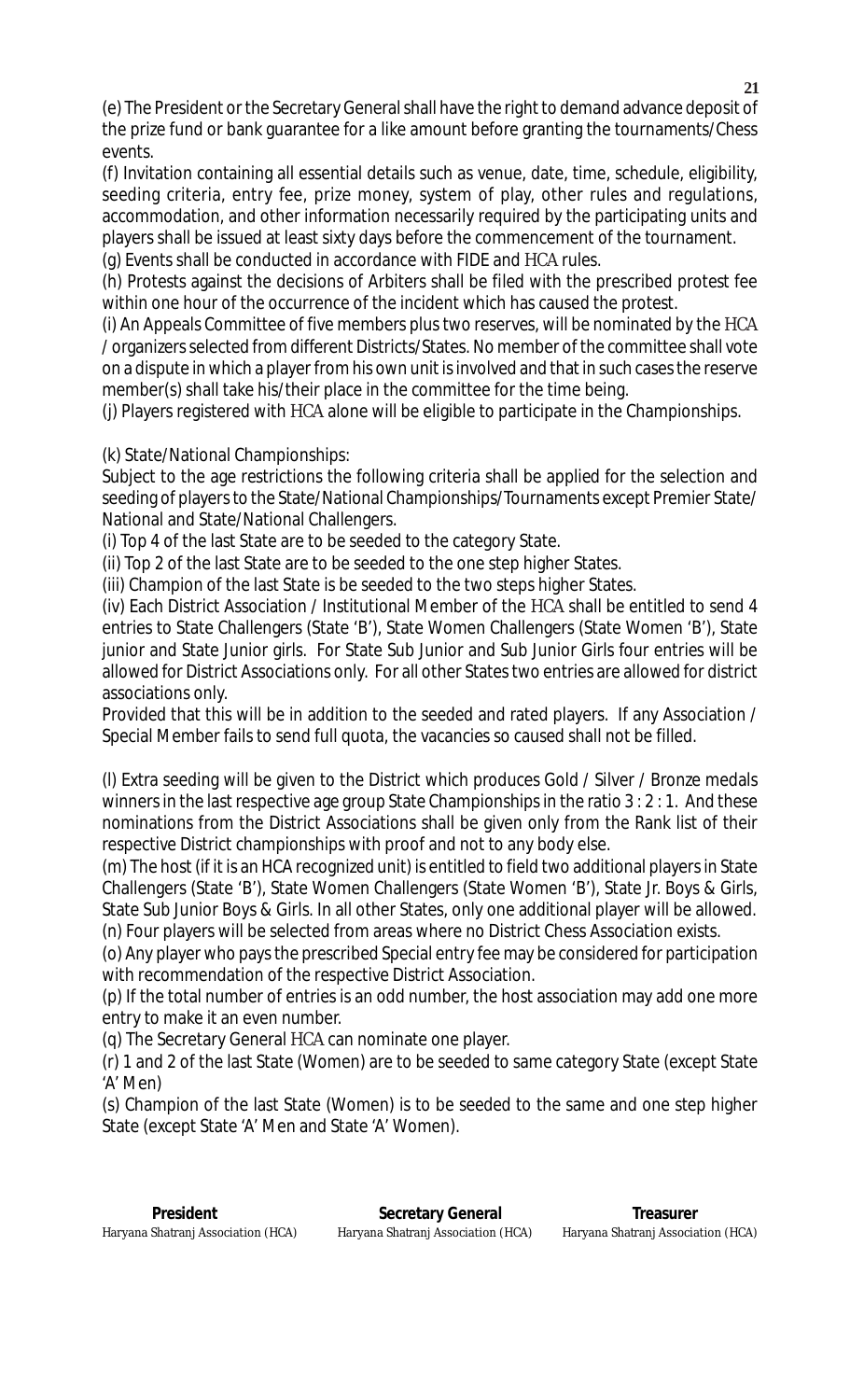(e) The President or the Secretary General shall have the right to demand advance deposit of the prize fund or bank guarantee for a like amount before granting the tournaments/Chess events.

(f) Invitation containing all essential details such as venue, date, time, schedule, eligibility, seeding criteria, entry fee, prize money, system of play, other rules and regulations, accommodation, and other information necessarily required by the participating units and players shall be issued at least sixty days before the commencement of the tournament.

(g) Events shall be conducted in accordance with FIDE and HCA rules.

(h) Protests against the decisions of Arbiters shall be filed with the prescribed protest fee within one hour of the occurrence of the incident which has caused the protest.

(i) An Appeals Committee of five members plus two reserves, will be nominated by the HCA / organizers selected from different Districts/States. No member of the committee shall vote on a dispute in which a player from his own unit is involved and that in such cases the reserve member(s) shall take his/their place in the committee for the time being.

(j) Players registered with HCA alone will be eligible to participate in the Championships.

(k) State/National Championships:

Subject to the age restrictions the following criteria shall be applied for the selection and seeding of players to the State/National Championships/Tournaments except Premier State/ National and State/National Challengers.

(i) Top 4 of the last State are to be seeded to the category State.

(ii) Top 2 of the last State are to be seeded to the one step higher States.

(iii) Champion of the last State is be seeded to the two steps higher States.

(iv) Each District Association / Institutional Member of the HCA shall be entitled to send 4 entries to State Challengers (State 'B'), State Women Challengers (State Women 'B'), State junior and State Junior girls. For State Sub Junior and Sub Junior Girls four entries will be allowed for District Associations only. For all other States two entries are allowed for district associations only.

Provided that this will be in addition to the seeded and rated players. If any Association / Special Member fails to send full quota, the vacancies so caused shall not be filled.

(l) Extra seeding will be given to the District which produces Gold / Silver / Bronze medals winners in the last respective age group State Championships in the ratio 3 : 2 : 1. And these nominations from the District Associations shall be given only from the Rank list of their respective District championships with proof and not to any body else.

(m) The host (if it is an HCA recognized unit) is entitled to field two additional players in State Challengers (State 'B'), State Women Challengers (State Women 'B'), State Jr. Boys & Girls, State Sub Junior Boys & Girls. In all other States, only one additional player will be allowed.

(n) Four players will be selected from areas where no District Chess Association exists.

(o) Any player who pays the prescribed Special entry fee may be considered for participation with recommendation of the respective District Association.

(p) If the total number of entries is an odd number, the host association may add one more entry to make it an even number.

(q) The Secretary General HCA can nominate one player.

(r) 1 and 2 of the last State (Women) are to be seeded to same category State (except State 'A' Men)

(s) Champion of the last State (Women) is to be seeded to the same and one step higher State (except State 'A' Men and State 'A' Women).

| **President** | **Secretary General** | **Treasurer** |
|---|---|---|
| Haryana Shatranj Association (HCA) | Haryana Shatranj Association (HCA) | Haryana Shatranj Association (HCA) |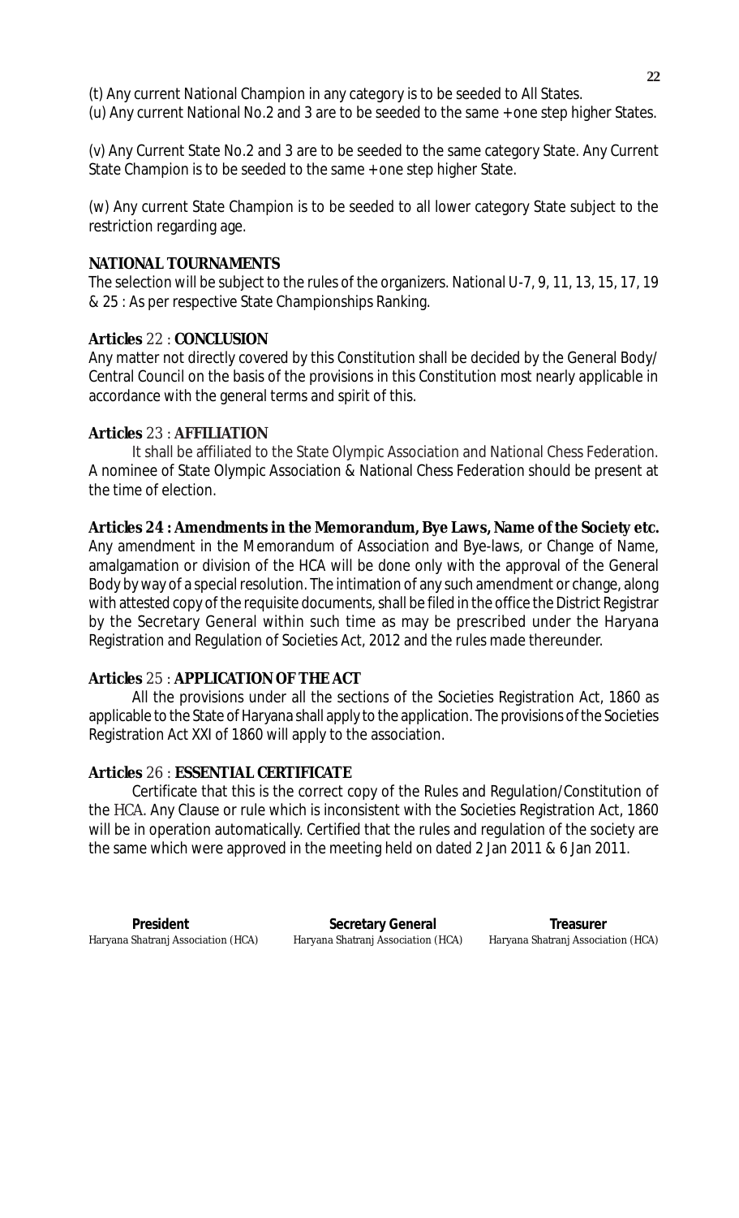(t) Any current National Champion in any category is to be seeded to All States.
(u) Any current National No.2 and 3 are to be seeded to the same + one step higher States.

(v) Any Current State No.2 and 3 are to be seeded to the same category State. Any Current State Champion is to be seeded to the same + one step higher State.

(w) Any current State Champion is to be seeded to all lower category State subject to the restriction regarding age.

**NATIONAL TOURNAMENTS**

The selection will be subject to the rules of the organizers. National U-7, 9, 11, 13, 15, 17, 19 & 25 : As per respective State Championships Ranking.

**Articles 22 : CONCLUSION**

Any matter not directly covered by this Constitution shall be decided by the General Body/ Central Council on the basis of the provisions in this Constitution most nearly applicable in accordance with the general terms and spirit of this.

**Articles 23 : AFFILIATION**

It shall be affiliated to the State Olympic Association and National Chess Federation. A nominee of State Olympic Association & National Chess Federation should be present at the time of election.

**Articles 24 : Amendments in the Memorandum, Bye Laws, Name of the Society etc.**

Any amendment in the Memorandum of Association and Bye-laws, or Change of Name, amalgamation or division of the HCA will be done only with the approval of the General Body by way of a special resolution. The intimation of any such amendment or change, along with attested copy of the requisite documents, shall be filed in the office the District Registrar by the Secretary General within such time as may be prescribed under the Haryana Registration and Regulation of Societies Act, 2012 and the rules made thereunder.

**Articles 25 : APPLICATION OF THE ACT**

All the provisions under all the sections of the Societies Registration Act, 1860 as applicable to the State of Haryana shall apply to the application. The provisions of the Societies Registration Act XXI of 1860 will apply to the association.

**Articles 26 : ESSENTIAL CERTIFICATE**

Certificate that this is the correct copy of the Rules and Regulation/Constitution of the HCA. Any Clause or rule which is inconsistent with the Societies Registration Act, 1860 will be in operation automatically. Certified that the rules and regulation of the society are the same which were approved in the meeting held on dated 2 Jan 2011 & 6 Jan 2011.

| | | |
|---|---|---|
| **President** | **Secretary General** | **Treasurer** |
| Haryana Shatranj Association (HCA) | Haryana Shatranj Association (HCA) | Haryana Shatranj Association (HCA) |